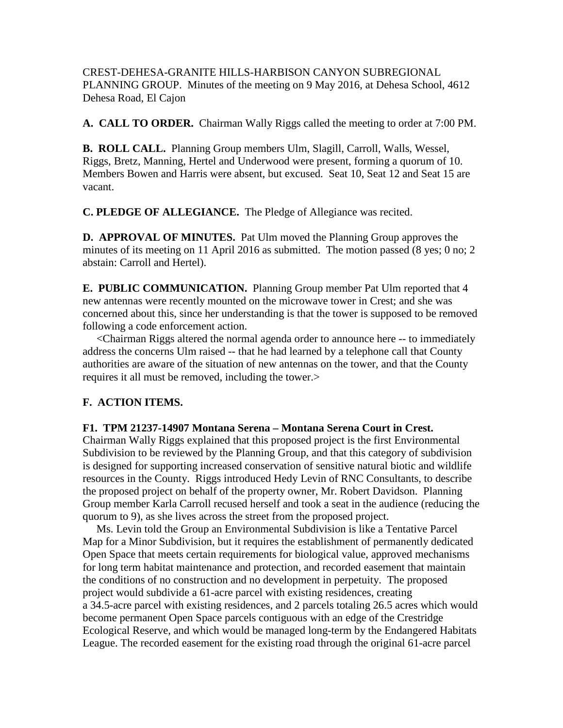CREST-DEHESA-GRANITE HILLS-HARBISON CANYON SUBREGIONAL PLANNING GROUP. Minutes of the meeting on 9 May 2016, at Dehesa School, 4612 Dehesa Road, El Cajon

**A. CALL TO ORDER.** Chairman Wally Riggs called the meeting to order at 7:00 PM.

**B. ROLL CALL.** Planning Group members Ulm, Slagill, Carroll, Walls, Wessel, Riggs, Bretz, Manning, Hertel and Underwood were present, forming a quorum of 10. Members Bowen and Harris were absent, but excused. Seat 10, Seat 12 and Seat 15 are vacant.

**C. PLEDGE OF ALLEGIANCE.** The Pledge of Allegiance was recited.

**D. APPROVAL OF MINUTES.** Pat Ulm moved the Planning Group approves the minutes of its meeting on 11 April 2016 as submitted. The motion passed (8 yes; 0 no; 2 abstain: Carroll and Hertel).

**E. PUBLIC COMMUNICATION.** Planning Group member Pat Ulm reported that 4 new antennas were recently mounted on the microwave tower in Crest; and she was concerned about this, since her understanding is that the tower is supposed to be removed following a code enforcement action.

<Chairman Riggs altered the normal agenda order to announce here -- to immediately address the concerns Ulm raised -- that he had learned by a telephone call that County authorities are aware of the situation of new antennas on the tower, and that the County requires it all must be removed, including the tower.>

**F. ACTION ITEMS.**

**F1. TPM 21237-14907 Montana Serena – Montana Serena Court in Crest.** Chairman Wally Riggs explained that this proposed project is the first Environmental Subdivision to be reviewed by the Planning Group, and that this category of subdivision is designed for supporting increased conservation of sensitive natural biotic and wildlife resources in the County. Riggs introduced Hedy Levin of RNC Consultants, to describe the proposed project on behalf of the property owner, Mr. Robert Davidson. Planning Group member Karla Carroll recused herself and took a seat in the audience (reducing the quorum to 9), as she lives across the street from the proposed project.

Ms. Levin told the Group an Environmental Subdivision is like a Tentative Parcel Map for a Minor Subdivision, but it requires the establishment of permanently dedicated Open Space that meets certain requirements for biological value, approved mechanisms for long term habitat maintenance and protection, and recorded easement that maintain the conditions of no construction and no development in perpetuity. The proposed project would subdivide a 61-acre parcel with existing residences, creating a 34.5-acre parcel with existing residences, and 2 parcels totaling 26.5 acres which would become permanent Open Space parcels contiguous with an edge of the Crestridge Ecological Reserve, and which would be managed long-term by the Endangered Habitats League. The recorded easement for the existing road through the original 61-acre parcel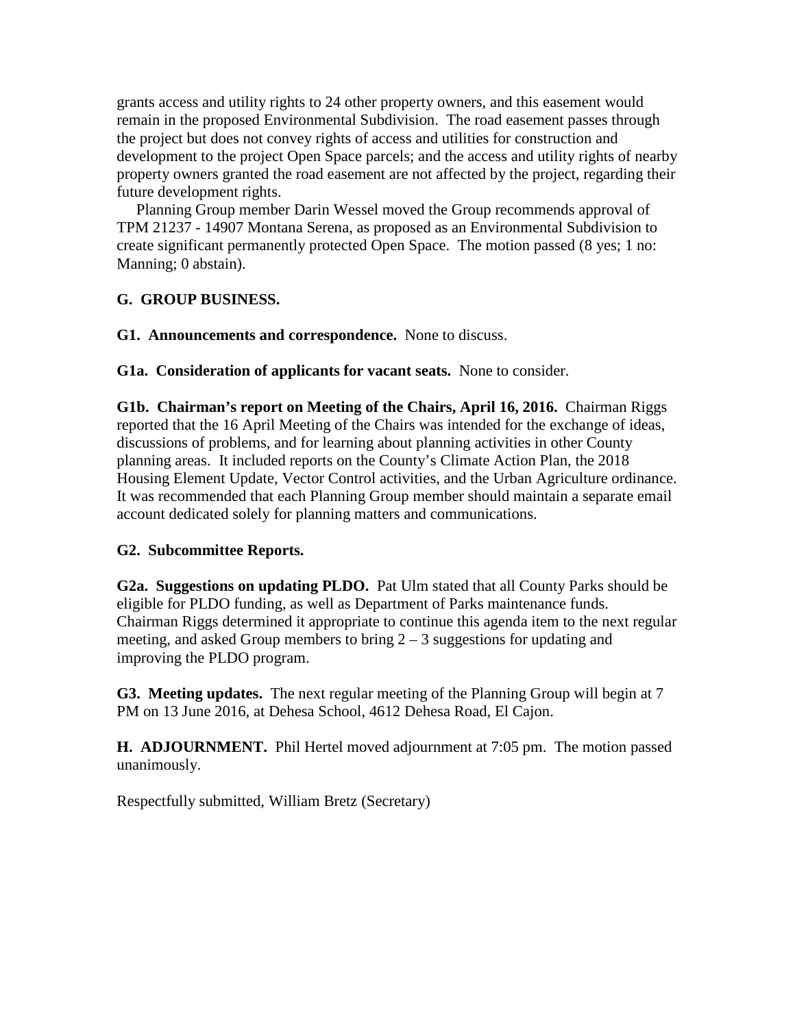grants access and utility rights to 24 other property owners, and this easement would remain in the proposed Environmental Subdivision. The road easement passes through the project but does not convey rights of access and utilities for construction and development to the project Open Space parcels; and the access and utility rights of nearby property owners granted the road easement are not affected by the project, regarding their future development rights.

Planning Group member Darin Wessel moved the Group recommends approval of TPM 21237 - 14907 Montana Serena, as proposed as an Environmental Subdivision to create significant permanently protected Open Space. The motion passed (8 yes; 1 no: Manning; 0 abstain).

**G. GROUP BUSINESS.**

**G1. Announcements and correspondence.** None to discuss.

**G1a. Consideration of applicants for vacant seats.** None to consider.

**G1b. Chairman's report on Meeting of the Chairs, April 16, 2016.** Chairman Riggs reported that the 16 April Meeting of the Chairs was intended for the exchange of ideas, discussions of problems, and for learning about planning activities in other County planning areas. It included reports on the County's Climate Action Plan, the 2018 Housing Element Update, Vector Control activities, and the Urban Agriculture ordinance. It was recommended that each Planning Group member should maintain a separate email account dedicated solely for planning matters and communications.

**G2. Subcommittee Reports.**

**G2a. Suggestions on updating PLDO.** Pat Ulm stated that all County Parks should be eligible for PLDO funding, as well as Department of Parks maintenance funds. Chairman Riggs determined it appropriate to continue this agenda item to the next regular meeting, and asked Group members to bring 2 – 3 suggestions for updating and improving the PLDO program.

**G3. Meeting updates.** The next regular meeting of the Planning Group will begin at 7 PM on 13 June 2016, at Dehesa School, 4612 Dehesa Road, El Cajon.

**H. ADJOURNMENT.** Phil Hertel moved adjournment at 7:05 pm. The motion passed unanimously.

Respectfully submitted, William Bretz (Secretary)